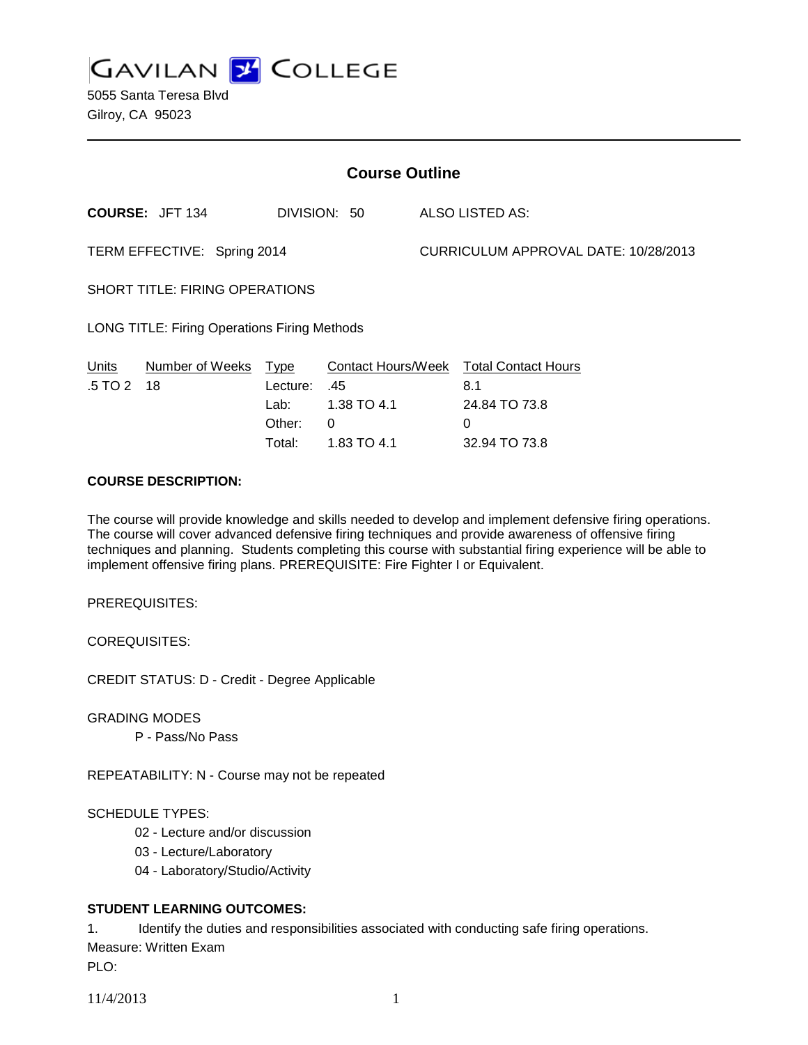# GAVILAN COLLEGE

5055 Santa Teresa Blvd
Gilroy, CA 95023

---

## Course Outline

**COURSE:** JFT 134 DIVISION: 50 ALSO LISTED AS:

TERM EFFECTIVE: Spring 2014 CURRICULUM APPROVAL DATE: 10/28/2013

SHORT TITLE: FIRING OPERATIONS

LONG TITLE: Firing Operations Firing Methods

| Units | Number of Weeks | Type | Contact Hours/Week | Total Contact Hours |
|---|---|---|---|---|
| .5 TO 2 | 18 | Lecture: | .45 | 8.1 |
| | | Lab: | 1.38 TO 4.1 | 24.84 TO 73.8 |
| | | Other: | 0 | 0 |
| | | Total: | 1.83 TO 4.1 | 32.94 TO 73.8 |

**COURSE DESCRIPTION:**

The course will provide knowledge and skills needed to develop and implement defensive firing operations. The course will cover advanced defensive firing techniques and provide awareness of offensive firing techniques and planning. Students completing this course with substantial firing experience will be able to implement offensive firing plans. PREREQUISITE: Fire Fighter I or Equivalent.

PREREQUISITES:

COREQUISITES:

CREDIT STATUS: D - Credit - Degree Applicable

GRADING MODES
- P - Pass/No Pass

REPEATABILITY: N - Course may not be repeated

SCHEDULE TYPES:
- 02 - Lecture and/or discussion
- 03 - Lecture/Laboratory
- 04 - Laboratory/Studio/Activity

**STUDENT LEARNING OUTCOMES:**

1. Identify the duties and responsibilities associated with conducting safe firing operations.
Measure: Written Exam
PLO: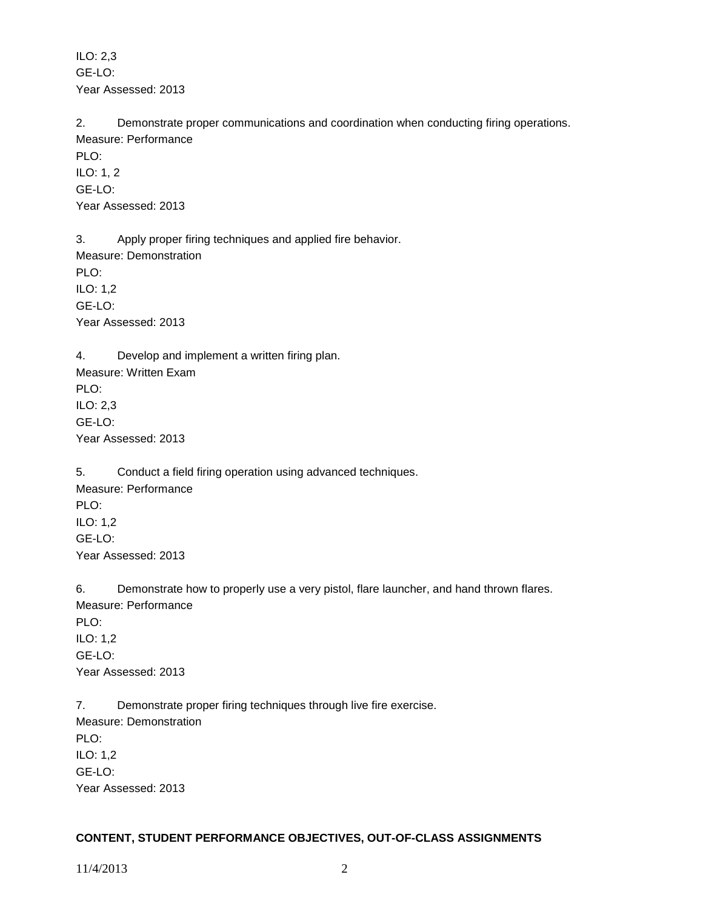ILO: 2,3
GE-LO:
Year Assessed: 2013

2. Demonstrate proper communications and coordination when conducting firing operations.
Measure: Performance
PLO:
ILO: 1, 2
GE-LO:
Year Assessed: 2013

3. Apply proper firing techniques and applied fire behavior.
Measure: Demonstration
PLO:
ILO: 1,2
GE-LO:
Year Assessed: 2013

4. Develop and implement a written firing plan.
Measure: Written Exam
PLO:
ILO: 2,3
GE-LO:
Year Assessed: 2013

5. Conduct a field firing operation using advanced techniques.
Measure: Performance
PLO:
ILO: 1,2
GE-LO:
Year Assessed: 2013

6. Demonstrate how to properly use a very pistol, flare launcher, and hand thrown flares.
Measure: Performance
PLO:
ILO: 1,2
GE-LO:
Year Assessed: 2013

7. Demonstrate proper firing techniques through live fire exercise.
Measure: Demonstration
PLO:
ILO: 1,2
GE-LO:
Year Assessed: 2013

**CONTENT, STUDENT PERFORMANCE OBJECTIVES, OUT-OF-CLASS ASSIGNMENTS**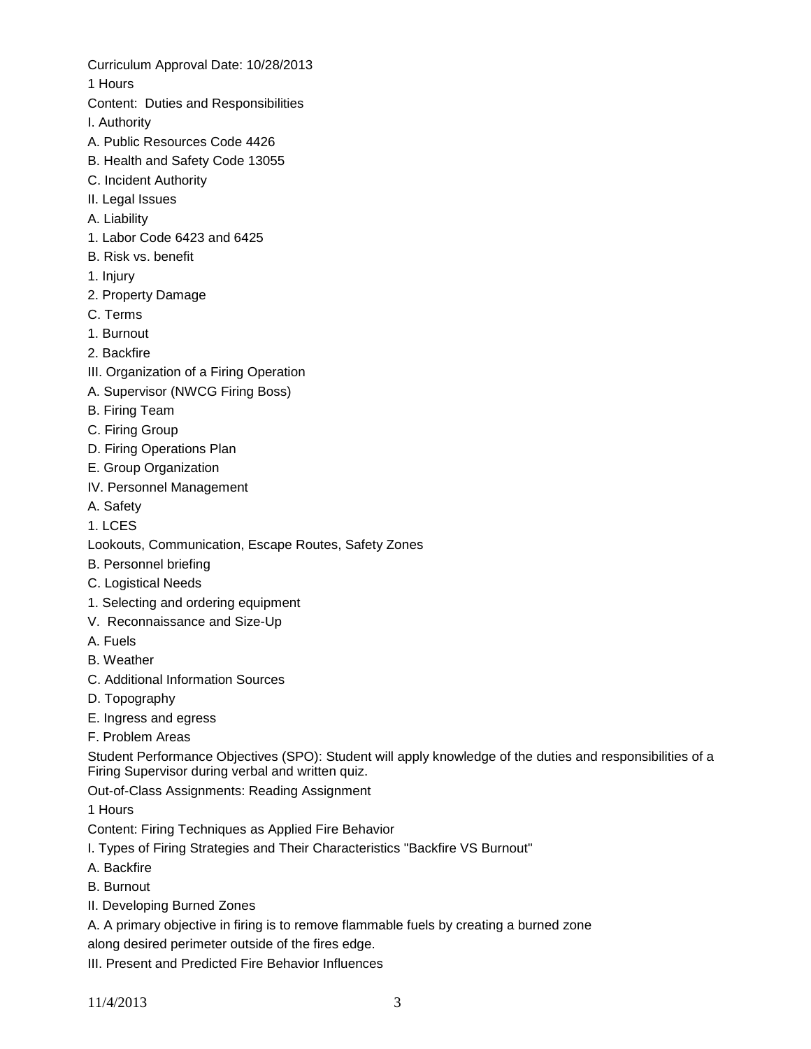Curriculum Approval Date: 10/28/2013

1 Hours

Content: Duties and Responsibilities

I. Authority

A. Public Resources Code 4426

B. Health and Safety Code 13055

C. Incident Authority

II. Legal Issues

A. Liability

1. Labor Code 6423 and 6425

B. Risk vs. benefit

1. Injury

2. Property Damage

C. Terms

1. Burnout

2. Backfire

III. Organization of a Firing Operation

A. Supervisor (NWCG Firing Boss)

B. Firing Team

C. Firing Group

D. Firing Operations Plan

E. Group Organization

IV. Personnel Management

A. Safety

1. LCES

Lookouts, Communication, Escape Routes, Safety Zones

B. Personnel briefing

C. Logistical Needs

1. Selecting and ordering equipment

V. Reconnaissance and Size-Up

A. Fuels

B. Weather

C. Additional Information Sources

D. Topography

E. Ingress and egress

F. Problem Areas

Student Performance Objectives (SPO): Student will apply knowledge of the duties and responsibilities of a Firing Supervisor during verbal and written quiz.

Out-of-Class Assignments: Reading Assignment

1 Hours

Content: Firing Techniques as Applied Fire Behavior

I. Types of Firing Strategies and Their Characteristics "Backfire VS Burnout"

A. Backfire

B. Burnout

II. Developing Burned Zones

A. A primary objective in firing is to remove flammable fuels by creating a burned zone along desired perimeter outside of the fires edge.

III. Present and Predicted Fire Behavior Influences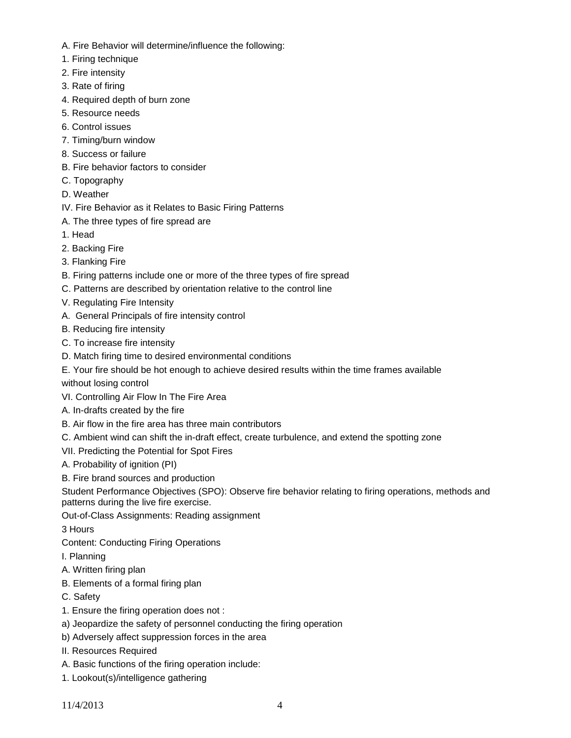A. Fire Behavior will determine/influence the following:

1. Firing technique
2. Fire intensity
3. Rate of firing
4. Required depth of burn zone
5. Resource needs
6. Control issues
7. Timing/burn window
8. Success or failure

B. Fire behavior factors to consider

C. Topography

D. Weather

IV. Fire Behavior as it Relates to Basic Firing Patterns

A. The three types of fire spread are

1. Head
2. Backing Fire
3. Flanking Fire

B. Firing patterns include one or more of the three types of fire spread

C. Patterns are described by orientation relative to the control line

V. Regulating Fire Intensity

A.  General Principals of fire intensity control

B. Reducing fire intensity

C. To increase fire intensity

D. Match firing time to desired environmental conditions

E. Your fire should be hot enough to achieve desired results within the time frames available without losing control

VI. Controlling Air Flow In The Fire Area

A. In-drafts created by the fire

B. Air flow in the fire area has three main contributors

C. Ambient wind can shift the in-draft effect, create turbulence, and extend the spotting zone

VII. Predicting the Potential for Spot Fires

A. Probability of ignition (PI)

B. Fire brand sources and production

Student Performance Objectives (SPO): Observe fire behavior relating to firing operations, methods and patterns during the live fire exercise.

Out-of-Class Assignments: Reading assignment

3 Hours

Content: Conducting Firing Operations

I. Planning

A. Written firing plan

B. Elements of a formal firing plan

C. Safety

1. Ensure the firing operation does not :

a) Jeopardize the safety of personnel conducting the firing operation

b) Adversely affect suppression forces in the area

II. Resources Required

A. Basic functions of the firing operation include:

1. Lookout(s)/intelligence gathering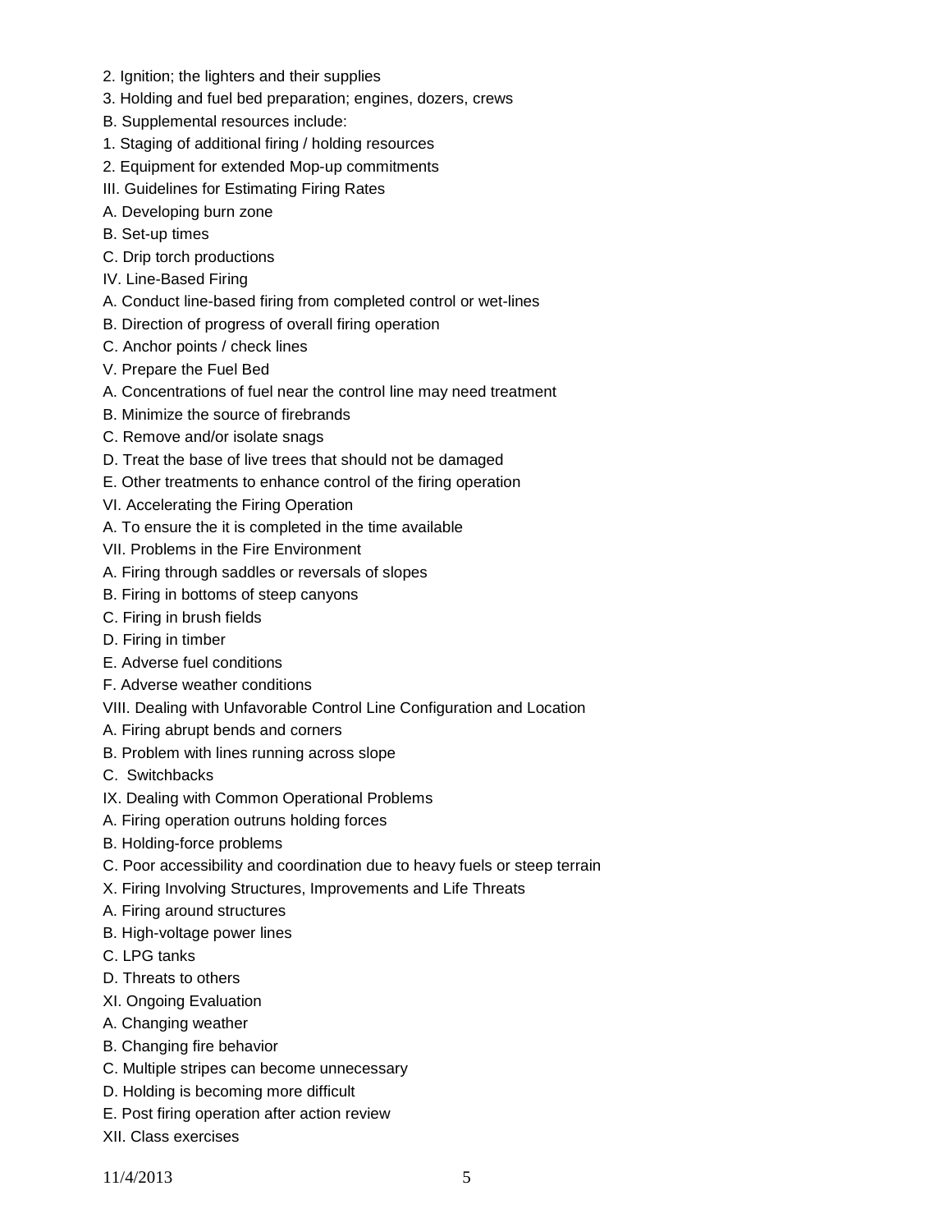2. Ignition; the lighters and their supplies
3. Holding and fuel bed preparation; engines, dozers, crews

B. Supplemental resources include:

1. Staging of additional firing / holding resources
2. Equipment for extended Mop-up commitments

III. Guidelines for Estimating Firing Rates

A. Developing burn zone

B. Set-up times

C. Drip torch productions

IV. Line-Based Firing

A. Conduct line-based firing from completed control or wet-lines

B. Direction of progress of overall firing operation

C. Anchor points / check lines

V. Prepare the Fuel Bed

A. Concentrations of fuel near the control line may need treatment

B. Minimize the source of firebrands

C. Remove and/or isolate snags

D. Treat the base of live trees that should not be damaged

E. Other treatments to enhance control of the firing operation

VI. Accelerating the Firing Operation

A. To ensure the it is completed in the time available

VII. Problems in the Fire Environment

A. Firing through saddles or reversals of slopes

B. Firing in bottoms of steep canyons

C. Firing in brush fields

D. Firing in timber

E. Adverse fuel conditions

F. Adverse weather conditions

VIII. Dealing with Unfavorable Control Line Configuration and Location

A. Firing abrupt bends and corners

B. Problem with lines running across slope

C. Switchbacks

IX. Dealing with Common Operational Problems

A. Firing operation outruns holding forces

B. Holding-force problems

C. Poor accessibility and coordination due to heavy fuels or steep terrain

X. Firing Involving Structures, Improvements and Life Threats

A. Firing around structures

B. High-voltage power lines

C. LPG tanks

D. Threats to others

XI. Ongoing Evaluation

A. Changing weather

B. Changing fire behavior

C. Multiple stripes can become unnecessary

D. Holding is becoming more difficult

E. Post firing operation after action review

XII. Class exercises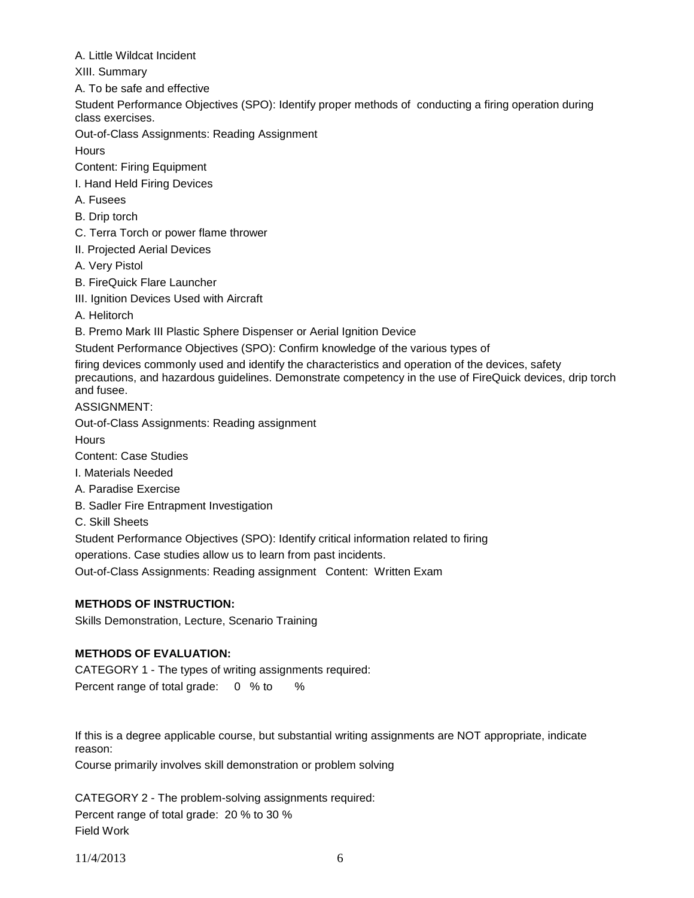A. Little Wildcat Incident

XIII. Summary

A. To be safe and effective

Student Performance Objectives (SPO): Identify proper methods of conducting a firing operation during class exercises.

Out-of-Class Assignments: Reading Assignment

Hours

Content: Firing Equipment

I. Hand Held Firing Devices

A. Fusees

B. Drip torch

C. Terra Torch or power flame thrower

II. Projected Aerial Devices

A. Very Pistol

B. FireQuick Flare Launcher

III. Ignition Devices Used with Aircraft

A. Helitorch

B. Premo Mark III Plastic Sphere Dispenser or Aerial Ignition Device

Student Performance Objectives (SPO): Confirm knowledge of the various types of

firing devices commonly used and identify the characteristics and operation of the devices, safety precautions, and hazardous guidelines. Demonstrate competency in the use of FireQuick devices, drip torch and fusee.

ASSIGNMENT:

Out-of-Class Assignments: Reading assignment

Hours

Content: Case Studies

I. Materials Needed

A. Paradise Exercise

B. Sadler Fire Entrapment Investigation

C. Skill Sheets

Student Performance Objectives (SPO): Identify critical information related to firing

operations. Case studies allow us to learn from past incidents.

Out-of-Class Assignments: Reading assignment Content: Written Exam

**METHODS OF INSTRUCTION:**

Skills Demonstration, Lecture, Scenario Training

**METHODS OF EVALUATION:**

CATEGORY 1 - The types of writing assignments required:

Percent range of total grade: 0 % to %

If this is a degree applicable course, but substantial writing assignments are NOT appropriate, indicate reason:

Course primarily involves skill demonstration or problem solving

CATEGORY 2 - The problem-solving assignments required:

Percent range of total grade: 20 % to 30 %

Field Work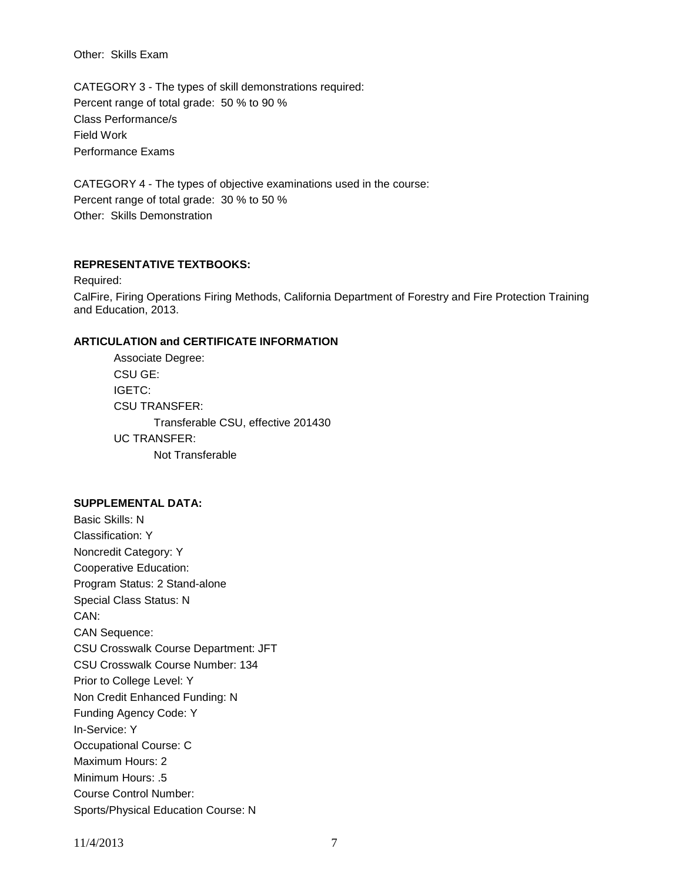Other: Skills Exam

CATEGORY 3 - The types of skill demonstrations required:
Percent range of total grade: 50 % to 90 %
Class Performance/s
Field Work
Performance Exams

CATEGORY 4 - The types of objective examinations used in the course:
Percent range of total grade: 30 % to 50 %
Other: Skills Demonstration

**REPRESENTATIVE TEXTBOOKS:**

Required:

CalFire, Firing Operations Firing Methods, California Department of Forestry and Fire Protection Training and Education, 2013.

**ARTICULATION and CERTIFICATE INFORMATION**

Associate Degree:
CSU GE:
IGETC:
CSU TRANSFER:
    Transferable CSU, effective 201430
UC TRANSFER:
    Not Transferable

**SUPPLEMENTAL DATA:**

Basic Skills: N
Classification: Y
Noncredit Category: Y
Cooperative Education:
Program Status: 2 Stand-alone
Special Class Status: N
CAN:
CAN Sequence:
CSU Crosswalk Course Department: JFT
CSU Crosswalk Course Number: 134
Prior to College Level: Y
Non Credit Enhanced Funding: N
Funding Agency Code: Y
In-Service: Y
Occupational Course: C
Maximum Hours: 2
Minimum Hours: .5
Course Control Number:
Sports/Physical Education Course: N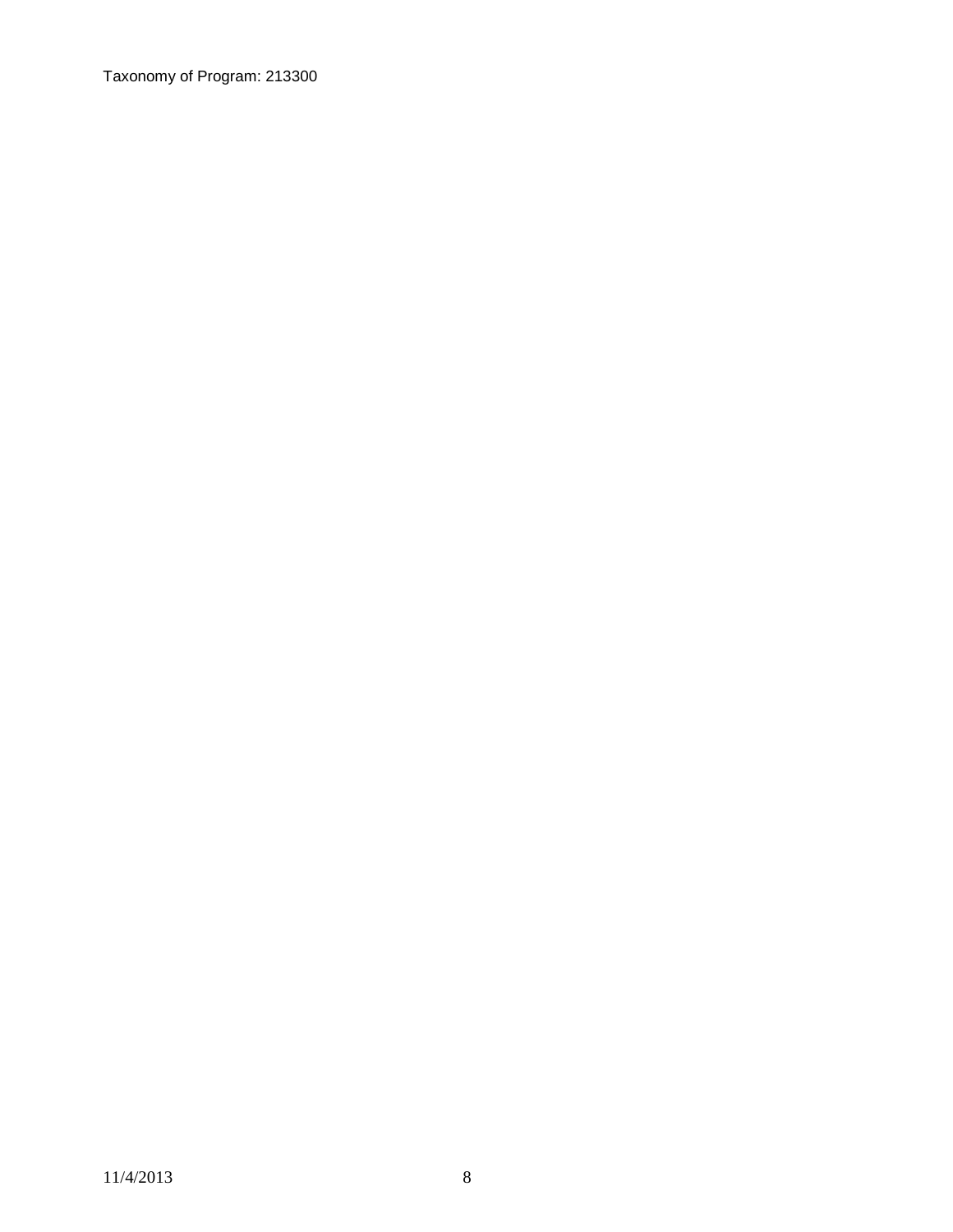Taxonomy of Program: 213300